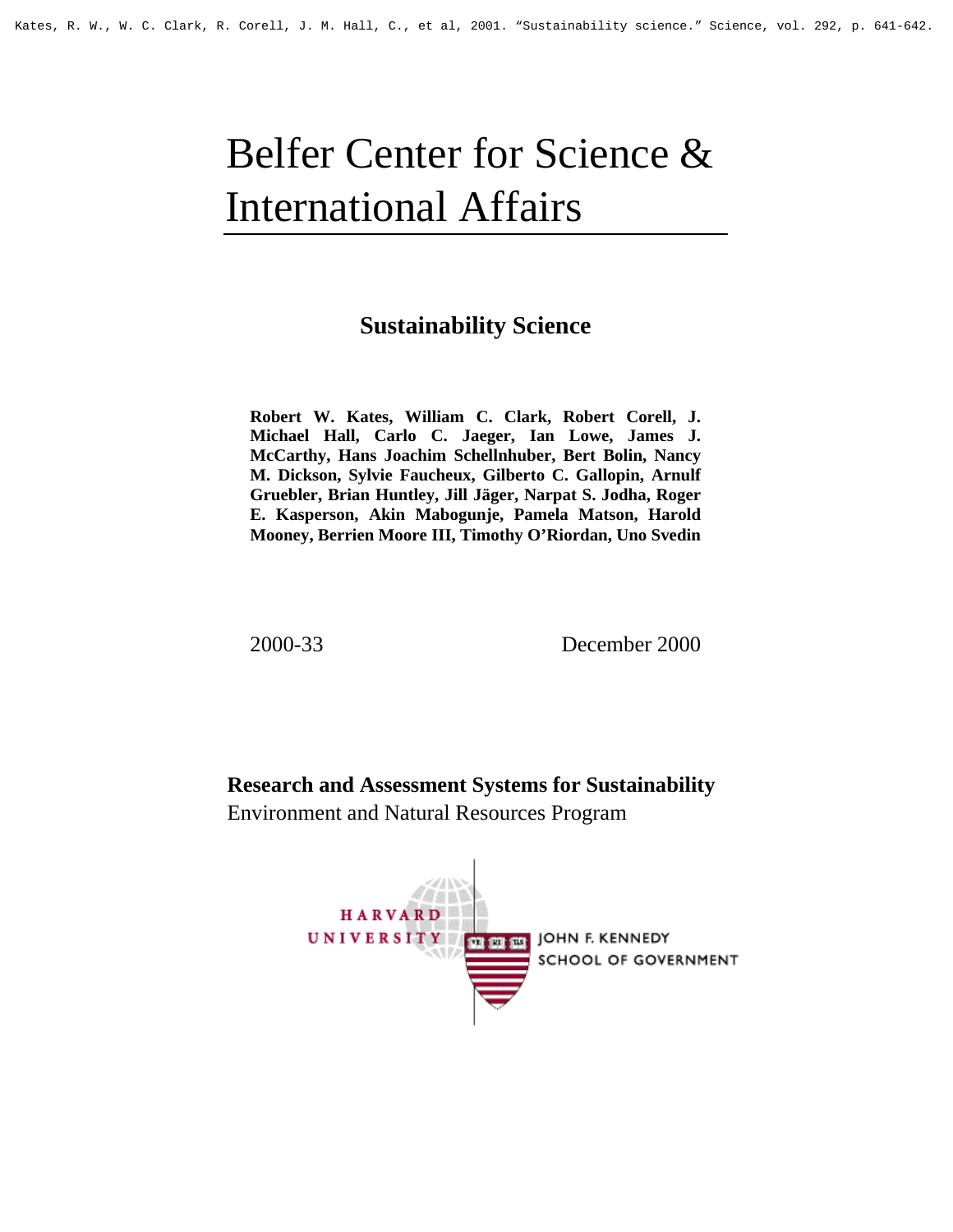Kates, R. W., W. C. Clark, R. Corell, J. M. Hall, C., et al, 2001. "Sustainability science." Science, vol. 292, p. 641-642.

# Belfer Center for Science & International Affairs

## Sustainability Science

**Robert W. Kates, William C. Clark, Robert Corell, J. Michael Hall, Carlo C. Jaeger, Ian Lowe, James J. McCarthy, Hans Joachim Schellnhuber, Bert Bolin, Nancy M. Dickson, Sylvie Faucheux, Gilberto C. Gallopin, Arnulf Gruebler, Brian Huntley, Jill Jäger, Narpat S. Jodha, Roger E. Kasperson, Akin Mabogunje, Pamela Matson, Harold Mooney, Berrien Moore III, Timothy O'Riordan, Uno Svedin**

2000-33

December 2000

**Research and Assessment Systems for Sustainability**

Environment and Natural Resources Program

HARVARD UNIVERSITY

JOHN F. KENNEDY SCHOOL OF GOVERNMENT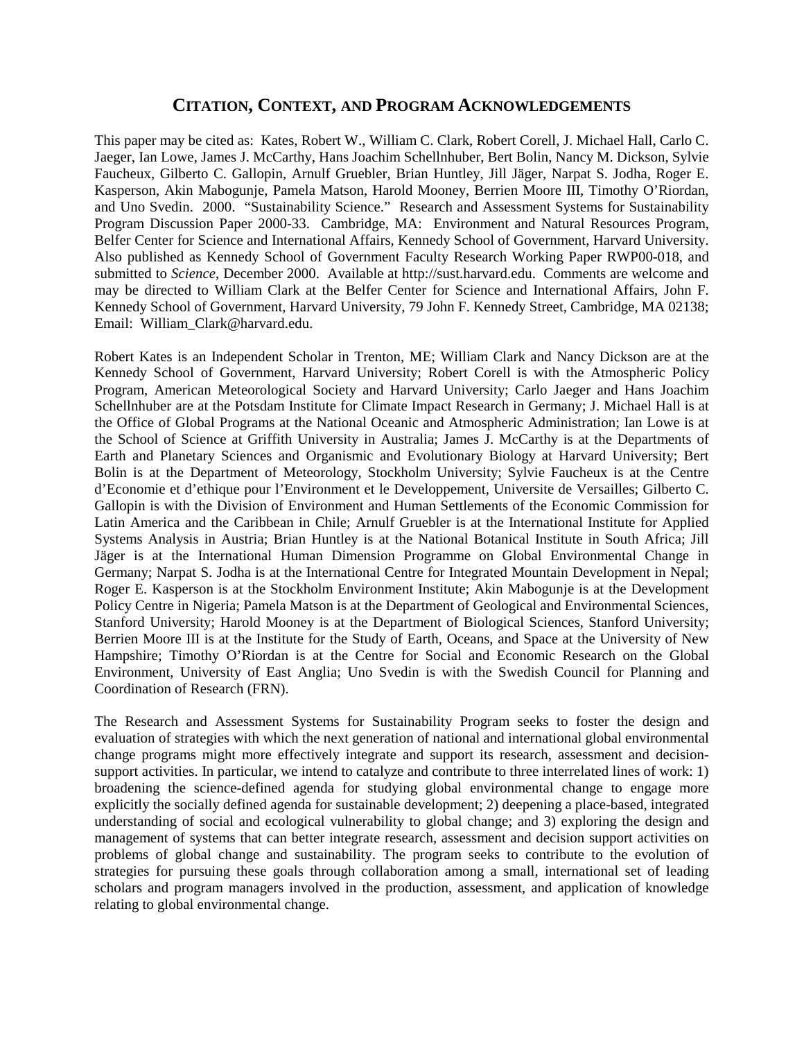## CITATION, CONTEXT, AND PROGRAM ACKNOWLEDGEMENTS

This paper may be cited as: Kates, Robert W., William C. Clark, Robert Corell, J. Michael Hall, Carlo C. Jaeger, Ian Lowe, James J. McCarthy, Hans Joachim Schellnhuber, Bert Bolin, Nancy M. Dickson, Sylvie Faucheux, Gilberto C. Gallopin, Arnulf Gruebler, Brian Huntley, Jill Jäger, Narpat S. Jodha, Roger E. Kasperson, Akin Mabogunje, Pamela Matson, Harold Mooney, Berrien Moore III, Timothy O'Riordan, and Uno Svedin. 2000. "Sustainability Science." Research and Assessment Systems for Sustainability Program Discussion Paper 2000-33. Cambridge, MA: Environment and Natural Resources Program, Belfer Center for Science and International Affairs, Kennedy School of Government, Harvard University. Also published as Kennedy School of Government Faculty Research Working Paper RWP00-018, and submitted to *Science*, December 2000. Available at http://sust.harvard.edu. Comments are welcome and may be directed to William Clark at the Belfer Center for Science and International Affairs, John F. Kennedy School of Government, Harvard University, 79 John F. Kennedy Street, Cambridge, MA 02138; Email: William_Clark@harvard.edu.

Robert Kates is an Independent Scholar in Trenton, ME; William Clark and Nancy Dickson are at the Kennedy School of Government, Harvard University; Robert Corell is with the Atmospheric Policy Program, American Meteorological Society and Harvard University; Carlo Jaeger and Hans Joachim Schellnhuber are at the Potsdam Institute for Climate Impact Research in Germany; J. Michael Hall is at the Office of Global Programs at the National Oceanic and Atmospheric Administration; Ian Lowe is at the School of Science at Griffith University in Australia; James J. McCarthy is at the Departments of Earth and Planetary Sciences and Organismic and Evolutionary Biology at Harvard University; Bert Bolin is at the Department of Meteorology, Stockholm University; Sylvie Faucheux is at the Centre d'Economie et d'ethique pour l'Environment et le Developpement, Universite de Versailles; Gilberto C. Gallopin is with the Division of Environment and Human Settlements of the Economic Commission for Latin America and the Caribbean in Chile; Arnulf Gruebler is at the International Institute for Applied Systems Analysis in Austria; Brian Huntley is at the National Botanical Institute in South Africa; Jill Jäger is at the International Human Dimension Programme on Global Environmental Change in Germany; Narpat S. Jodha is at the International Centre for Integrated Mountain Development in Nepal; Roger E. Kasperson is at the Stockholm Environment Institute; Akin Mabogunje is at the Development Policy Centre in Nigeria; Pamela Matson is at the Department of Geological and Environmental Sciences, Stanford University; Harold Mooney is at the Department of Biological Sciences, Stanford University; Berrien Moore III is at the Institute for the Study of Earth, Oceans, and Space at the University of New Hampshire; Timothy O'Riordan is at the Centre for Social and Economic Research on the Global Environment, University of East Anglia; Uno Svedin is with the Swedish Council for Planning and Coordination of Research (FRN).

The Research and Assessment Systems for Sustainability Program seeks to foster the design and evaluation of strategies with which the next generation of national and international global environmental change programs might more effectively integrate and support its research, assessment and decision-support activities. In particular, we intend to catalyze and contribute to three interrelated lines of work: 1) broadening the science-defined agenda for studying global environmental change to engage more explicitly the socially defined agenda for sustainable development; 2) deepening a place-based, integrated understanding of social and ecological vulnerability to global change; and 3) exploring the design and management of systems that can better integrate research, assessment and decision support activities on problems of global change and sustainability. The program seeks to contribute to the evolution of strategies for pursuing these goals through collaboration among a small, international set of leading scholars and program managers involved in the production, assessment, and application of knowledge relating to global environmental change.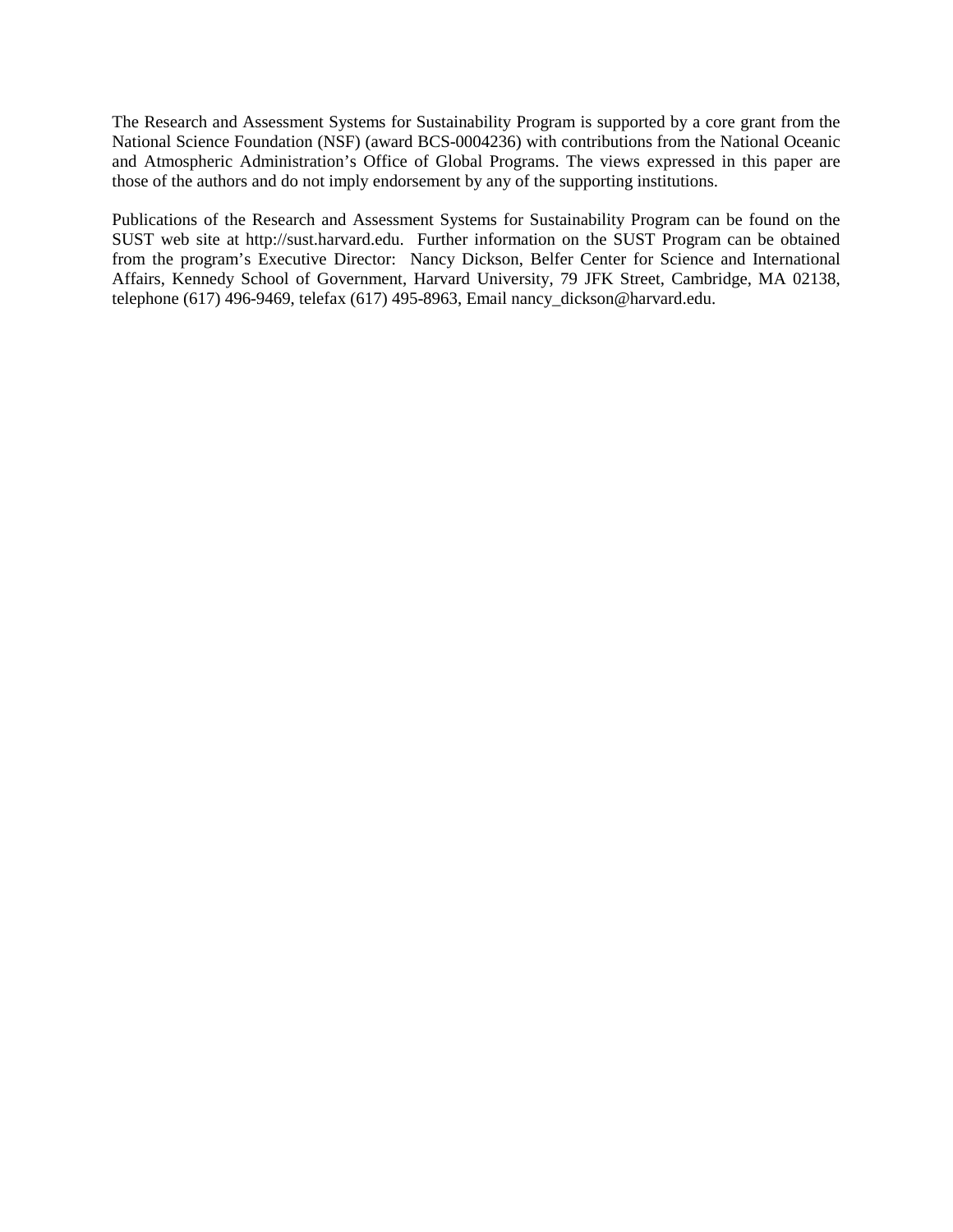The Research and Assessment Systems for Sustainability Program is supported by a core grant from the National Science Foundation (NSF) (award BCS-0004236) with contributions from the National Oceanic and Atmospheric Administration's Office of Global Programs. The views expressed in this paper are those of the authors and do not imply endorsement by any of the supporting institutions.

Publications of the Research and Assessment Systems for Sustainability Program can be found on the SUST web site at http://sust.harvard.edu. Further information on the SUST Program can be obtained from the program's Executive Director: Nancy Dickson, Belfer Center for Science and International Affairs, Kennedy School of Government, Harvard University, 79 JFK Street, Cambridge, MA 02138, telephone (617) 496-9469, telefax (617) 495-8963, Email nancy_dickson@harvard.edu.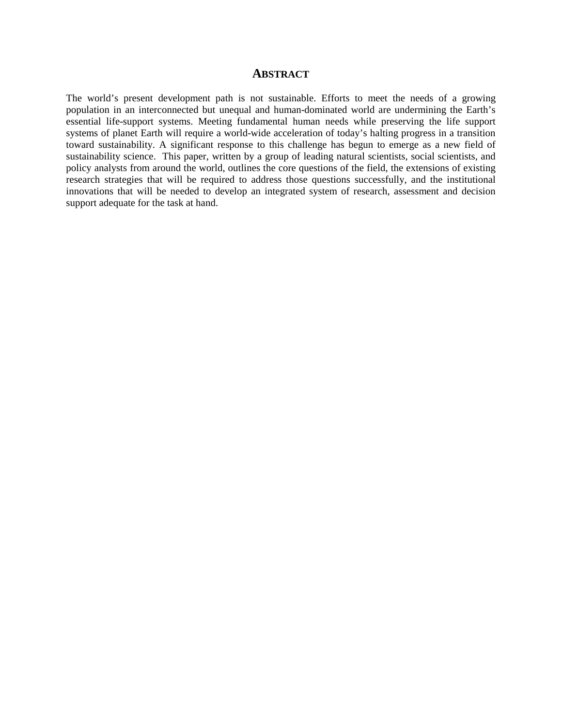## ABSTRACT

The world's present development path is not sustainable. Efforts to meet the needs of a growing population in an interconnected but unequal and human-dominated world are undermining the Earth's essential life-support systems. Meeting fundamental human needs while preserving the life support systems of planet Earth will require a world-wide acceleration of today's halting progress in a transition toward sustainability. A significant response to this challenge has begun to emerge as a new field of sustainability science. This paper, written by a group of leading natural scientists, social scientists, and policy analysts from around the world, outlines the core questions of the field, the extensions of existing research strategies that will be required to address those questions successfully, and the institutional innovations that will be needed to develop an integrated system of research, assessment and decision support adequate for the task at hand.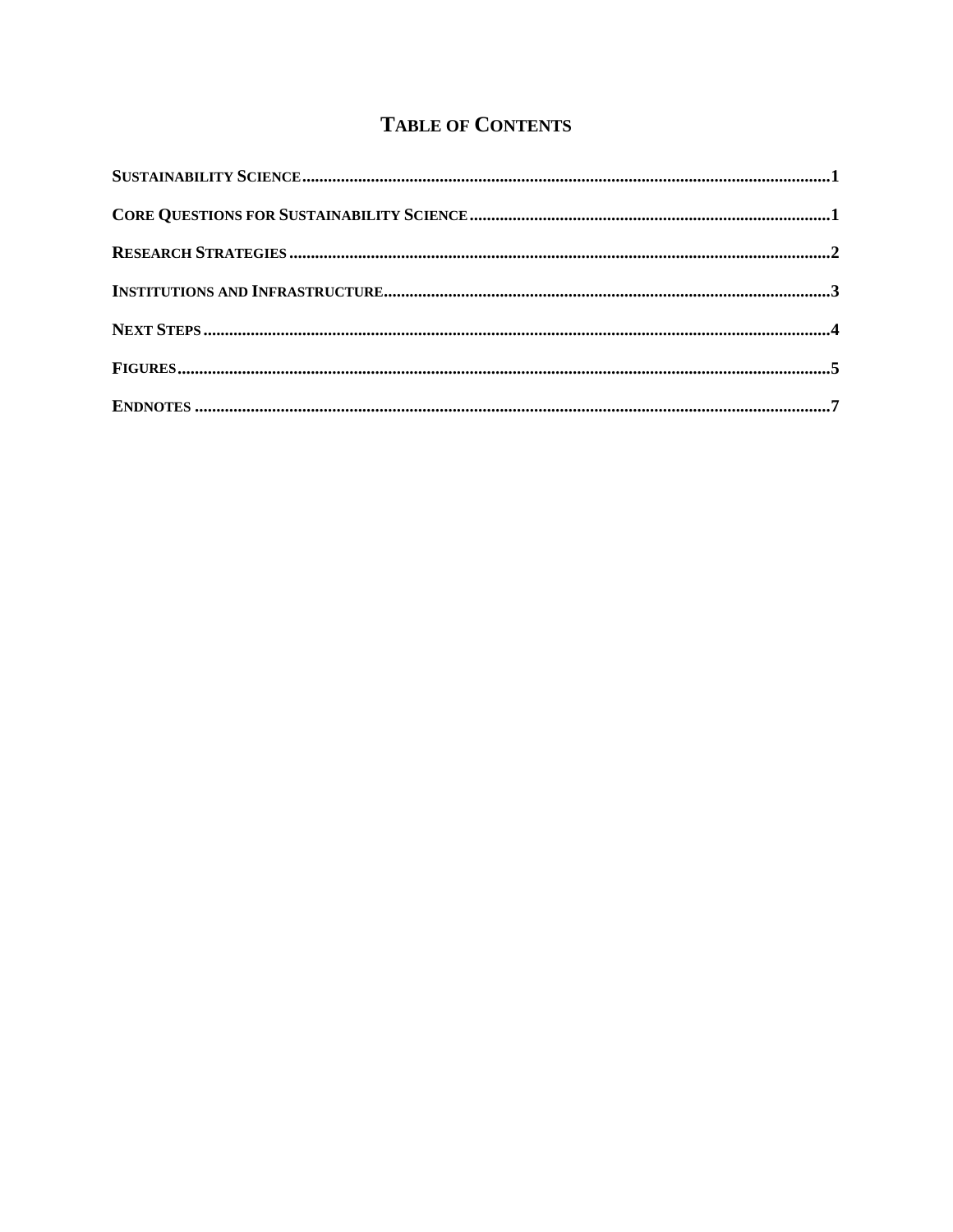# Table of Contents

**Sustainability Science** .......... 1

**Core Questions for Sustainability Science** .......... 1

**Research Strategies** .......... 2

**Institutions and Infrastructure** .......... 3

**Next Steps** .......... 4

**Figures** .......... 5

**Endnotes** .......... 7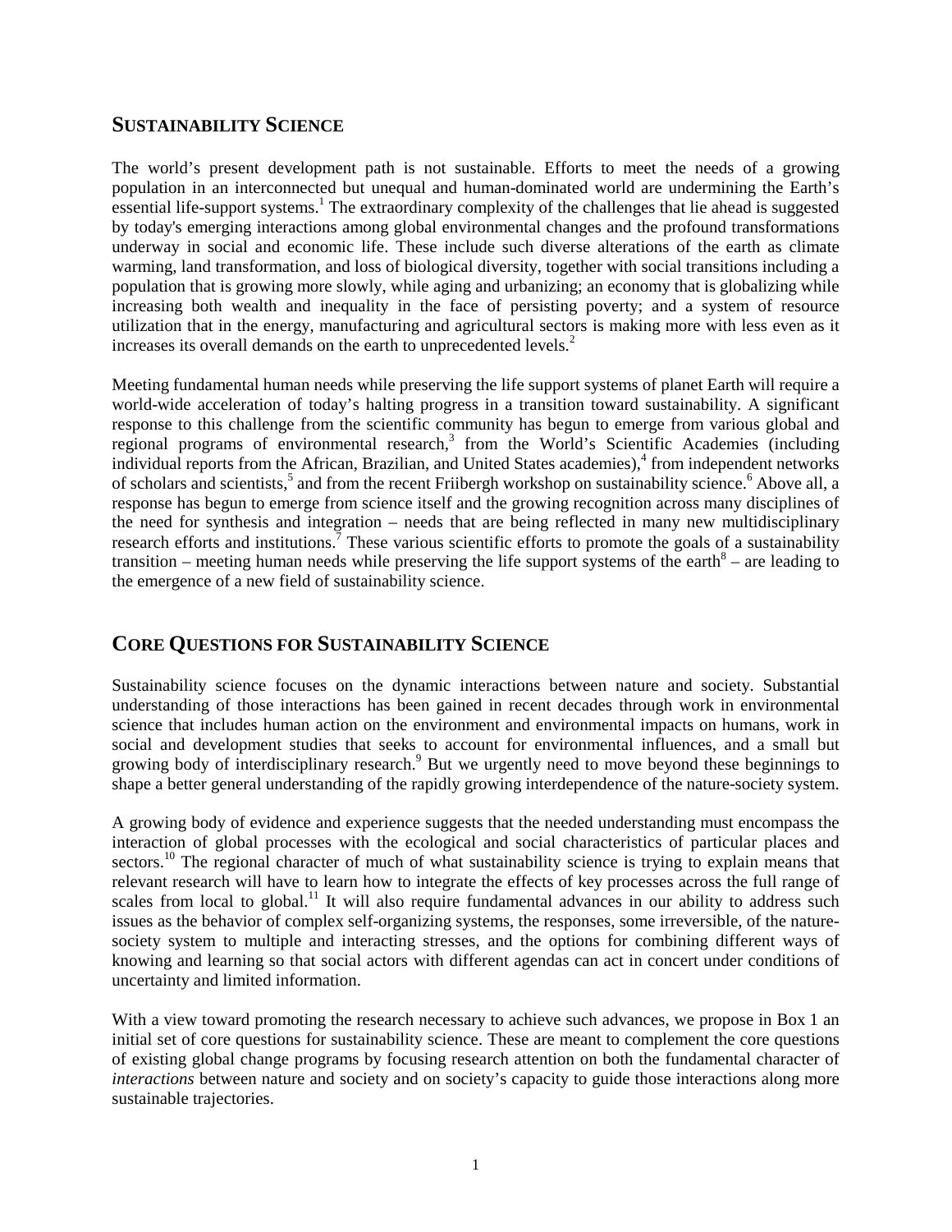## SUSTAINABILITY SCIENCE

The world's present development path is not sustainable. Efforts to meet the needs of a growing population in an interconnected but unequal and human-dominated world are undermining the Earth's essential life-support systems.[1] The extraordinary complexity of the challenges that lie ahead is suggested by today's emerging interactions among global environmental changes and the profound transformations underway in social and economic life. These include such diverse alterations of the earth as climate warming, land transformation, and loss of biological diversity, together with social transitions including a population that is growing more slowly, while aging and urbanizing; an economy that is globalizing while increasing both wealth and inequality in the face of persisting poverty; and a system of resource utilization that in the energy, manufacturing and agricultural sectors is making more with less even as it increases its overall demands on the earth to unprecedented levels.[2]

Meeting fundamental human needs while preserving the life support systems of planet Earth will require a world-wide acceleration of today's halting progress in a transition toward sustainability. A significant response to this challenge from the scientific community has begun to emerge from various global and regional programs of environmental research,[3] from the World's Scientific Academies (including individual reports from the African, Brazilian, and United States academies),[4] from independent networks of scholars and scientists,[5] and from the recent Friibergh workshop on sustainability science.[6] Above all, a response has begun to emerge from science itself and the growing recognition across many disciplines of the need for synthesis and integration – needs that are being reflected in many new multidisciplinary research efforts and institutions.[7] These various scientific efforts to promote the goals of a sustainability transition – meeting human needs while preserving the life support systems of the earth[8] – are leading to the emergence of a new field of sustainability science.

## CORE QUESTIONS FOR SUSTAINABILITY SCIENCE

Sustainability science focuses on the dynamic interactions between nature and society. Substantial understanding of those interactions has been gained in recent decades through work in environmental science that includes human action on the environment and environmental impacts on humans, work in social and development studies that seeks to account for environmental influences, and a small but growing body of interdisciplinary research.[9] But we urgently need to move beyond these beginnings to shape a better general understanding of the rapidly growing interdependence of the nature-society system.

A growing body of evidence and experience suggests that the needed understanding must encompass the interaction of global processes with the ecological and social characteristics of particular places and sectors.[10] The regional character of much of what sustainability science is trying to explain means that relevant research will have to learn how to integrate the effects of key processes across the full range of scales from local to global.[11] It will also require fundamental advances in our ability to address such issues as the behavior of complex self-organizing systems, the responses, some irreversible, of the nature-society system to multiple and interacting stresses, and the options for combining different ways of knowing and learning so that social actors with different agendas can act in concert under conditions of uncertainty and limited information.

With a view toward promoting the research necessary to achieve such advances, we propose in Box 1 an initial set of core questions for sustainability science. These are meant to complement the core questions of existing global change programs by focusing research attention on both the fundamental character of *interactions* between nature and society and on society's capacity to guide those interactions along more sustainable trajectories.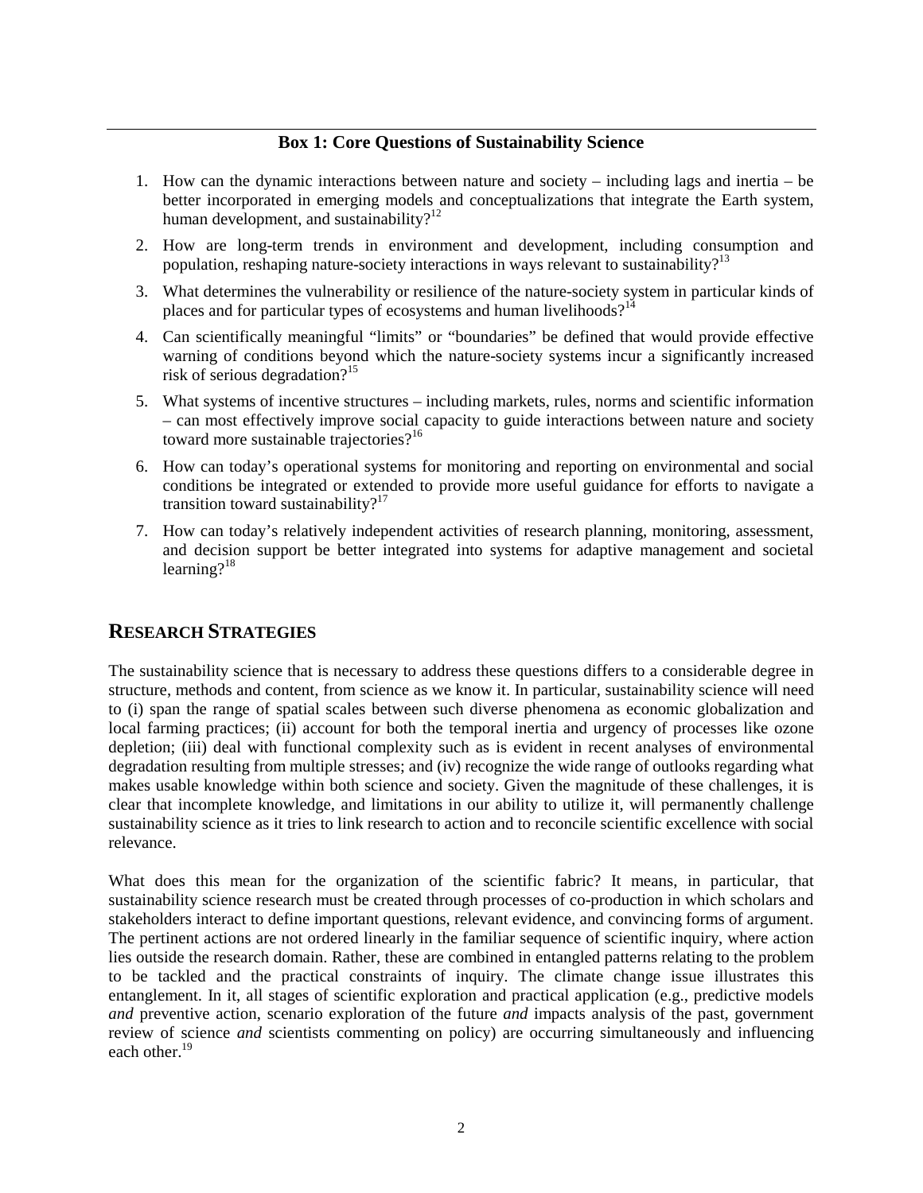**Box 1: Core Questions of Sustainability Science**

1. How can the dynamic interactions between nature and society – including lags and inertia – be better incorporated in emerging models and conceptualizations that integrate the Earth system, human development, and sustainability?[12]
2. How are long-term trends in environment and development, including consumption and population, reshaping nature-society interactions in ways relevant to sustainability?[13]
3. What determines the vulnerability or resilience of the nature-society system in particular kinds of places and for particular types of ecosystems and human livelihoods?[14]
4. Can scientifically meaningful "limits" or "boundaries" be defined that would provide effective warning of conditions beyond which the nature-society systems incur a significantly increased risk of serious degradation?[15]
5. What systems of incentive structures – including markets, rules, norms and scientific information – can most effectively improve social capacity to guide interactions between nature and society toward more sustainable trajectories?[16]
6. How can today's operational systems for monitoring and reporting on environmental and social conditions be integrated or extended to provide more useful guidance for efforts to navigate a transition toward sustainability?[17]
7. How can today's relatively independent activities of research planning, monitoring, assessment, and decision support be better integrated into systems for adaptive management and societal learning?[18]

## RESEARCH STRATEGIES

The sustainability science that is necessary to address these questions differs to a considerable degree in structure, methods and content, from science as we know it. In particular, sustainability science will need to (i) span the range of spatial scales between such diverse phenomena as economic globalization and local farming practices; (ii) account for both the temporal inertia and urgency of processes like ozone depletion; (iii) deal with functional complexity such as is evident in recent analyses of environmental degradation resulting from multiple stresses; and (iv) recognize the wide range of outlooks regarding what makes usable knowledge within both science and society. Given the magnitude of these challenges, it is clear that incomplete knowledge, and limitations in our ability to utilize it, will permanently challenge sustainability science as it tries to link research to action and to reconcile scientific excellence with social relevance.

What does this mean for the organization of the scientific fabric? It means, in particular, that sustainability science research must be created through processes of co-production in which scholars and stakeholders interact to define important questions, relevant evidence, and convincing forms of argument. The pertinent actions are not ordered linearly in the familiar sequence of scientific inquiry, where action lies outside the research domain. Rather, these are combined in entangled patterns relating to the problem to be tackled and the practical constraints of inquiry. The climate change issue illustrates this entanglement. In it, all stages of scientific exploration and practical application (e.g., predictive models *and* preventive action, scenario exploration of the future *and* impacts analysis of the past, government review of science *and* scientists commenting on policy) are occurring simultaneously and influencing each other.[19]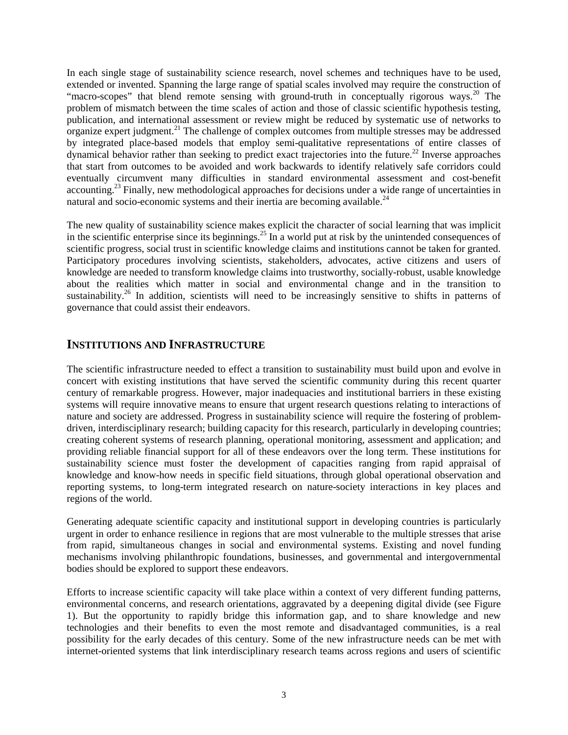In each single stage of sustainability science research, novel schemes and techniques have to be used, extended or invented. Spanning the large range of spatial scales involved may require the construction of "macro-scopes" that blend remote sensing with ground-truth in conceptually rigorous ways.[20] The problem of mismatch between the time scales of action and those of classic scientific hypothesis testing, publication, and international assessment or review might be reduced by systematic use of networks to organize expert judgment.[21] The challenge of complex outcomes from multiple stresses may be addressed by integrated place-based models that employ semi-qualitative representations of entire classes of dynamical behavior rather than seeking to predict exact trajectories into the future.[22] Inverse approaches that start from outcomes to be avoided and work backwards to identify relatively safe corridors could eventually circumvent many difficulties in standard environmental assessment and cost-benefit accounting.[23] Finally, new methodological approaches for decisions under a wide range of uncertainties in natural and socio-economic systems and their inertia are becoming available.[24]

The new quality of sustainability science makes explicit the character of social learning that was implicit in the scientific enterprise since its beginnings.[25] In a world put at risk by the unintended consequences of scientific progress, social trust in scientific knowledge claims and institutions cannot be taken for granted. Participatory procedures involving scientists, stakeholders, advocates, active citizens and users of knowledge are needed to transform knowledge claims into trustworthy, socially-robust, usable knowledge about the realities which matter in social and environmental change and in the transition to sustainability.[26] In addition, scientists will need to be increasingly sensitive to shifts in patterns of governance that could assist their endeavors.

## INSTITUTIONS AND INFRASTRUCTURE

The scientific infrastructure needed to effect a transition to sustainability must build upon and evolve in concert with existing institutions that have served the scientific community during this recent quarter century of remarkable progress. However, major inadequacies and institutional barriers in these existing systems will require innovative means to ensure that urgent research questions relating to interactions of nature and society are addressed. Progress in sustainability science will require the fostering of problem-driven, interdisciplinary research; building capacity for this research, particularly in developing countries; creating coherent systems of research planning, operational monitoring, assessment and application; and providing reliable financial support for all of these endeavors over the long term. These institutions for sustainability science must foster the development of capacities ranging from rapid appraisal of knowledge and know-how needs in specific field situations, through global operational observation and reporting systems, to long-term integrated research on nature-society interactions in key places and regions of the world.

Generating adequate scientific capacity and institutional support in developing countries is particularly urgent in order to enhance resilience in regions that are most vulnerable to the multiple stresses that arise from rapid, simultaneous changes in social and environmental systems. Existing and novel funding mechanisms involving philanthropic foundations, businesses, and governmental and intergovernmental bodies should be explored to support these endeavors.

Efforts to increase scientific capacity will take place within a context of very different funding patterns, environmental concerns, and research orientations, aggravated by a deepening digital divide (see Figure 1). But the opportunity to rapidly bridge this information gap, and to share knowledge and new technologies and their benefits to even the most remote and disadvantaged communities, is a real possibility for the early decades of this century. Some of the new infrastructure needs can be met with internet-oriented systems that link interdisciplinary research teams across regions and users of scientific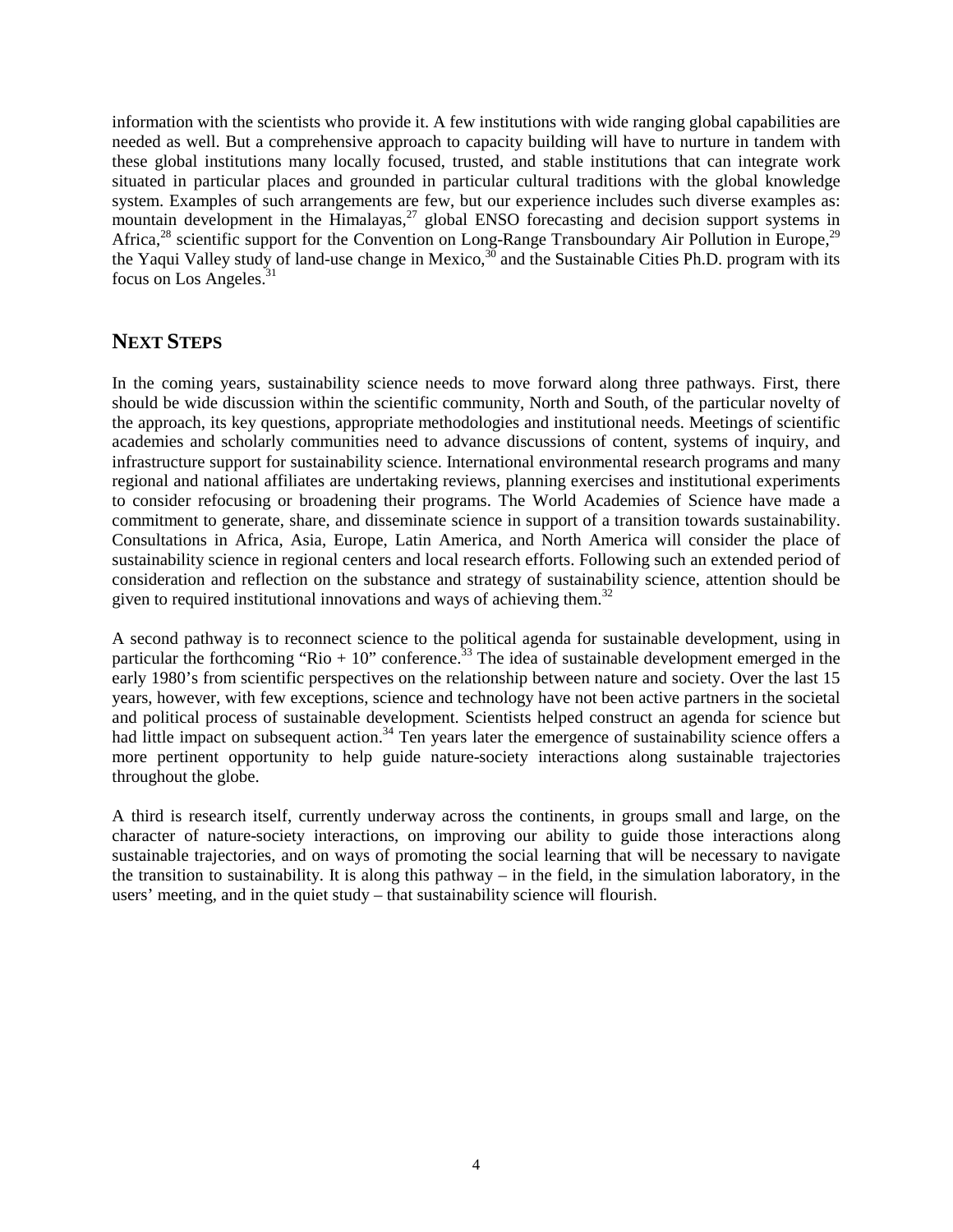information with the scientists who provide it. A few institutions with wide ranging global capabilities are needed as well. But a comprehensive approach to capacity building will have to nurture in tandem with these global institutions many locally focused, trusted, and stable institutions that can integrate work situated in particular places and grounded in particular cultural traditions with the global knowledge system. Examples of such arrangements are few, but our experience includes such diverse examples as: mountain development in the Himalayas,[27] global ENSO forecasting and decision support systems in Africa,[28] scientific support for the Convention on Long-Range Transboundary Air Pollution in Europe,[29] the Yaqui Valley study of land-use change in Mexico,[30] and the Sustainable Cities Ph.D. program with its focus on Los Angeles.[31]

## NEXT STEPS

In the coming years, sustainability science needs to move forward along three pathways. First, there should be wide discussion within the scientific community, North and South, of the particular novelty of the approach, its key questions, appropriate methodologies and institutional needs. Meetings of scientific academies and scholarly communities need to advance discussions of content, systems of inquiry, and infrastructure support for sustainability science. International environmental research programs and many regional and national affiliates are undertaking reviews, planning exercises and institutional experiments to consider refocusing or broadening their programs. The World Academies of Science have made a commitment to generate, share, and disseminate science in support of a transition towards sustainability. Consultations in Africa, Asia, Europe, Latin America, and North America will consider the place of sustainability science in regional centers and local research efforts. Following such an extended period of consideration and reflection on the substance and strategy of sustainability science, attention should be given to required institutional innovations and ways of achieving them.[32]

A second pathway is to reconnect science to the political agenda for sustainable development, using in particular the forthcoming "Rio + 10" conference.[33] The idea of sustainable development emerged in the early 1980's from scientific perspectives on the relationship between nature and society. Over the last 15 years, however, with few exceptions, science and technology have not been active partners in the societal and political process of sustainable development. Scientists helped construct an agenda for science but had little impact on subsequent action.[34] Ten years later the emergence of sustainability science offers a more pertinent opportunity to help guide nature-society interactions along sustainable trajectories throughout the globe.

A third is research itself, currently underway across the continents, in groups small and large, on the character of nature-society interactions, on improving our ability to guide those interactions along sustainable trajectories, and on ways of promoting the social learning that will be necessary to navigate the transition to sustainability. It is along this pathway – in the field, in the simulation laboratory, in the users' meeting, and in the quiet study – that sustainability science will flourish.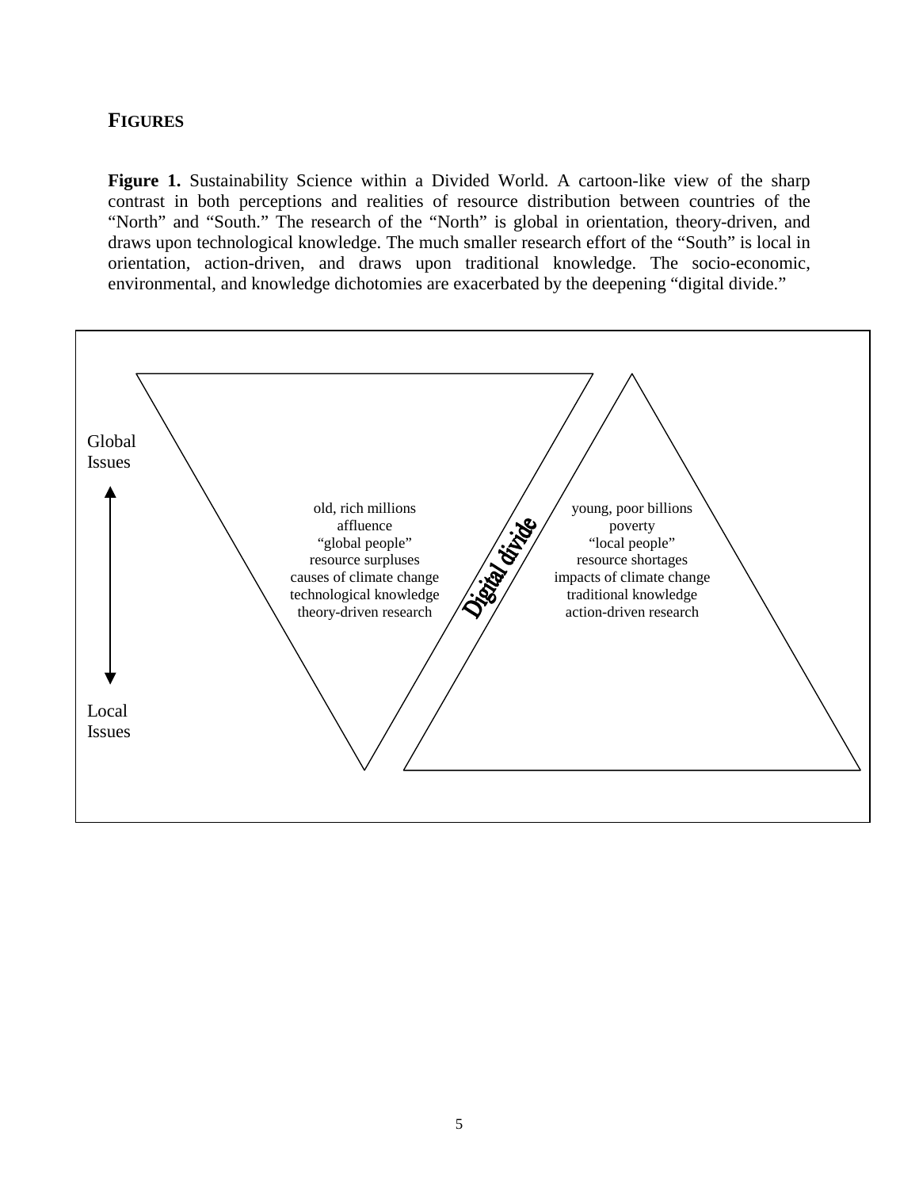## FIGURES

**Figure 1.** Sustainability Science within a Divided World. A cartoon-like view of the sharp contrast in both perceptions and realities of resource distribution between countries of the "North" and "South." The research of the "North" is global in orientation, theory-driven, and draws upon technological knowledge. The much smaller research effort of the "South" is local in orientation, action-driven, and draws upon traditional knowledge. The socio-economic, environmental, and knowledge dichotomies are exacerbated by the deepening "digital divide."

Global Issues

Local Issues

old, rich millions
affluence
"global people"
resource surpluses
causes of climate change
technological knowledge
theory-driven research

Digital divide

young, poor billions
poverty
"local people"
resource shortages
impacts of climate change
traditional knowledge
action-driven research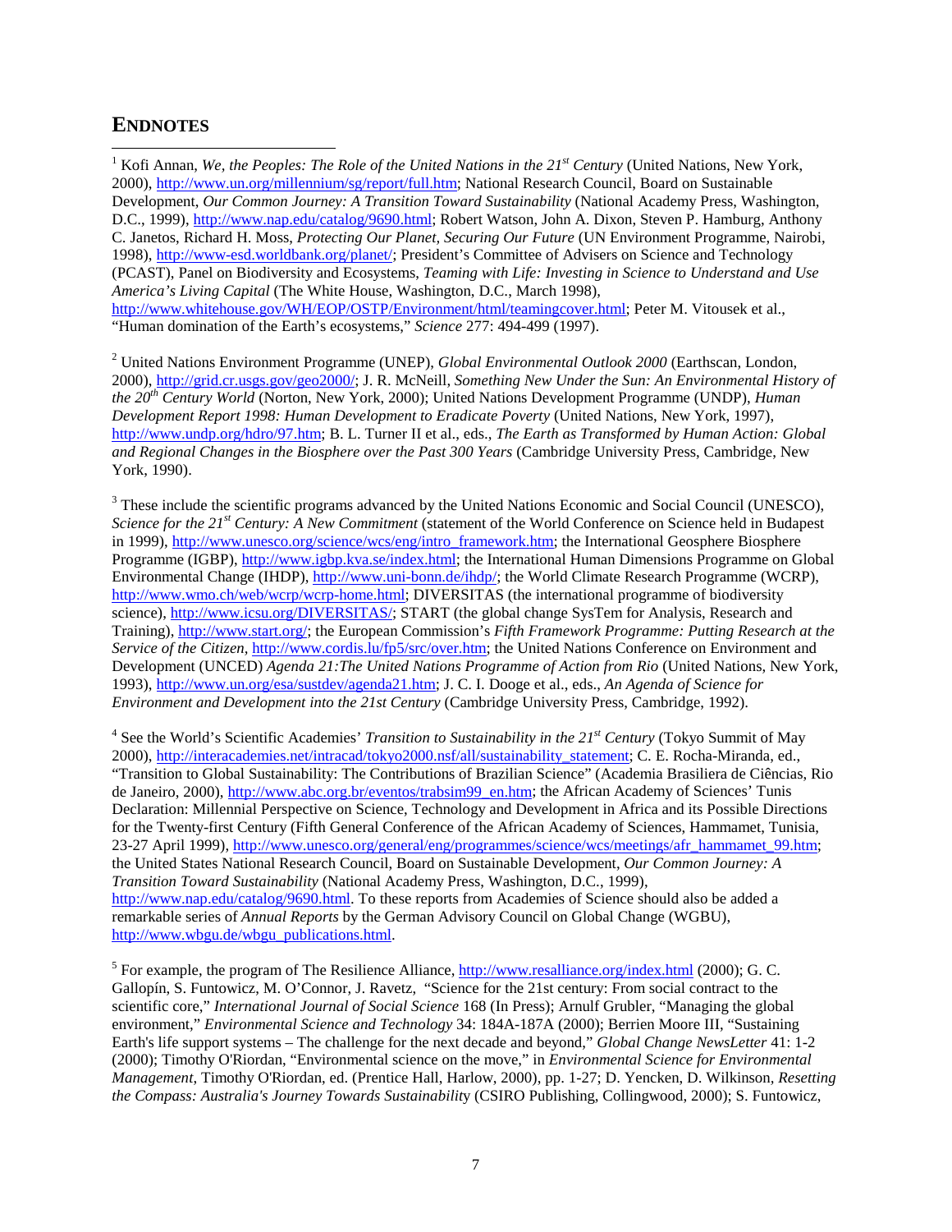## ENDNOTES

[1] Kofi Annan, *We, the Peoples: The Role of the United Nations in the 21st Century* (United Nations, New York, 2000), http://www.un.org/millennium/sg/report/full.htm; National Research Council, Board on Sustainable Development, *Our Common Journey: A Transition Toward Sustainability* (National Academy Press, Washington, D.C., 1999), http://www.nap.edu/catalog/9690.html; Robert Watson, John A. Dixon, Steven P. Hamburg, Anthony C. Janetos, Richard H. Moss, *Protecting Our Planet, Securing Our Future* (UN Environment Programme, Nairobi, 1998), http://www-esd.worldbank.org/planet/; President's Committee of Advisers on Science and Technology (PCAST), Panel on Biodiversity and Ecosystems, *Teaming with Life: Investing in Science to Understand and Use America's Living Capital* (The White House, Washington, D.C., March 1998), http://www.whitehouse.gov/WH/EOP/OSTP/Environment/html/teamingcover.html; Peter M. Vitousek et al., "Human domination of the Earth's ecosystems," *Science* 277: 494-499 (1997).

[2] United Nations Environment Programme (UNEP), *Global Environmental Outlook 2000* (Earthscan, London, 2000), http://grid.cr.usgs.gov/geo2000/; J. R. McNeill, *Something New Under the Sun: An Environmental History of the 20th Century World* (Norton, New York, 2000); United Nations Development Programme (UNDP), *Human Development Report 1998: Human Development to Eradicate Poverty* (United Nations, New York, 1997), http://www.undp.org/hdro/97.htm; B. L. Turner II et al., eds., *The Earth as Transformed by Human Action: Global and Regional Changes in the Biosphere over the Past 300 Years* (Cambridge University Press, Cambridge, New York, 1990).

[3] These include the scientific programs advanced by the United Nations Economic and Social Council (UNESCO), *Science for the 21st Century: A New Commitment* (statement of the World Conference on Science held in Budapest in 1999), http://www.unesco.org/science/wcs/eng/intro_framework.htm; the International Geosphere Biosphere Programme (IGBP), http://www.igbp.kva.se/index.html; the International Human Dimensions Programme on Global Environmental Change (IHDP), http://www.uni-bonn.de/ihdp/; the World Climate Research Programme (WCRP), http://www.wmo.ch/web/wcrp/wcrp-home.html; DIVERSITAS (the international programme of biodiversity science), http://www.icsu.org/DIVERSITAS/; START (the global change SysTem for Analysis, Research and Training), http://www.start.org/; the European Commission's *Fifth Framework Programme: Putting Research at the Service of the Citizen,* http://www.cordis.lu/fp5/src/over.htm; the United Nations Conference on Environment and Development (UNCED) *Agenda 21:The United Nations Programme of Action from Rio* (United Nations, New York, 1993), http://www.un.org/esa/sustdev/agenda21.htm; J. C. I. Dooge et al., eds., *An Agenda of Science for Environment and Development into the 21st Century* (Cambridge University Press, Cambridge, 1992).

[4] See the World's Scientific Academies' *Transition to Sustainability in the 21st Century* (Tokyo Summit of May 2000), http://interacademies.net/intracad/tokyo2000.nsf/all/sustainability_statement; C. E. Rocha-Miranda, ed., "Transition to Global Sustainability: The Contributions of Brazilian Science" (Academia Brasiliera de Ciências, Rio de Janeiro, 2000), http://www.abc.org.br/eventos/trabsim99_en.htm; the African Academy of Sciences' Tunis Declaration: Millennial Perspective on Science, Technology and Development in Africa and its Possible Directions for the Twenty-first Century (Fifth General Conference of the African Academy of Sciences, Hammamet, Tunisia, 23-27 April 1999), http://www.unesco.org/general/eng/programmes/science/wcs/meetings/afr_hammamet_99.htm; the United States National Research Council, Board on Sustainable Development, *Our Common Journey: A Transition Toward Sustainability* (National Academy Press, Washington, D.C., 1999), http://www.nap.edu/catalog/9690.html. To these reports from Academies of Science should also be added a remarkable series of *Annual Reports* by the German Advisory Council on Global Change (WGBU), http://www.wbgu.de/wbgu_publications.html.

[5] For example, the program of The Resilience Alliance, http://www.resalliance.org/index.html (2000); G. C. Gallopín, S. Funtowicz, M. O'Connor, J. Ravetz, "Science for the 21st century: From social contract to the scientific core," *International Journal of Social Science* 168 (In Press); Arnulf Grubler, "Managing the global environment," *Environmental Science and Technology* 34: 184A-187A (2000); Berrien Moore III, "Sustaining Earth's life support systems – The challenge for the next decade and beyond," *Global Change NewsLetter* 41: 1-2 (2000); Timothy O'Riordan, "Environmental science on the move," in *Environmental Science for Environmental Management*, Timothy O'Riordan, ed. (Prentice Hall, Harlow, 2000), pp. 1-27; D. Yencken, D. Wilkinson, *Resetting the Compass: Australia's Journey Towards Sustainability* (CSIRO Publishing, Collingwood, 2000); S. Funtowicz,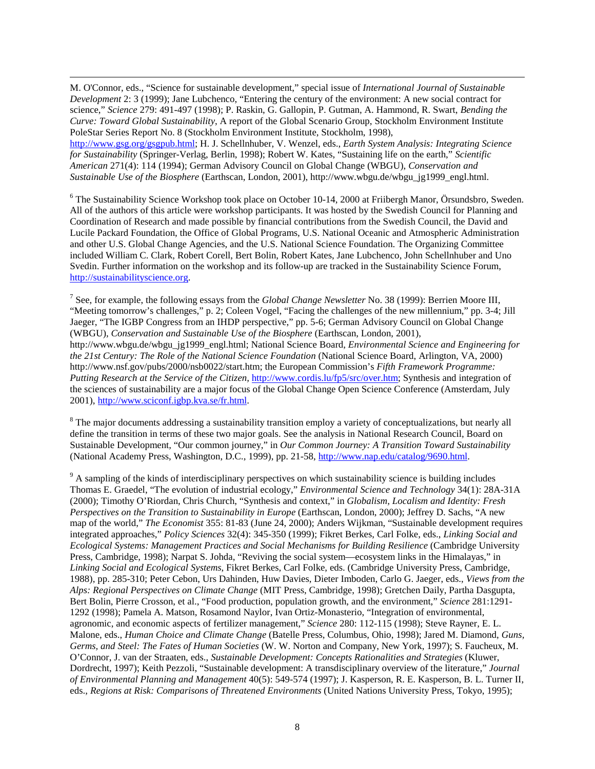M. O'Connor, eds., "Science for sustainable development," special issue of *International Journal of Sustainable Development* 2: 3 (1999); Jane Lubchenco, "Entering the century of the environment: A new social contract for science," *Science* 279: 491-497 (1998); P. Raskin, G. Gallopin, P. Gutman, A. Hammond, R. Swart, *Bending the Curve: Toward Global Sustainability*, A report of the Global Scenario Group, Stockholm Environment Institute PoleStar Series Report No. 8 (Stockholm Environment Institute, Stockholm, 1998), http://www.gsg.org/gsgpub.html; H. J. Schellnhuber, V. Wenzel, eds., *Earth System Analysis: Integrating Science for Sustainability* (Springer-Verlag, Berlin, 1998); Robert W. Kates, "Sustaining life on the earth," *Scientific American* 271(4): 114 (1994); German Advisory Council on Global Change (WBGU), *Conservation and Sustainable Use of the Biosphere* (Earthscan, London, 2001), http://www.wbgu.de/wbgu_jg1999_engl.html.

[6] The Sustainability Science Workshop took place on October 10-14, 2000 at Friibergh Manor, Örsundsbro, Sweden. All of the authors of this article were workshop participants. It was hosted by the Swedish Council for Planning and Coordination of Research and made possible by financial contributions from the Swedish Council, the David and Lucile Packard Foundation, the Office of Global Programs, U.S. National Oceanic and Atmospheric Administration and other U.S. Global Change Agencies, and the U.S. National Science Foundation. The Organizing Committee included William C. Clark, Robert Corell, Bert Bolin, Robert Kates, Jane Lubchenco, John Schellnhuber and Uno Svedin. Further information on the workshop and its follow-up are tracked in the Sustainability Science Forum, http://sustainabilityscience.org.

[7] See, for example, the following essays from the *Global Change Newsletter* No. 38 (1999): Berrien Moore III, "Meeting tomorrow's challenges," p. 2; Coleen Vogel, "Facing the challenges of the new millennium," pp. 3-4; Jill Jaeger, "The IGBP Congress from an IHDP perspective," pp. 5-6; German Advisory Council on Global Change (WBGU), *Conservation and Sustainable Use of the Biosphere* (Earthscan, London, 2001), http://www.wbgu.de/wbgu_jg1999_engl.html; National Science Board, *Environmental Science and Engineering for the 21st Century: The Role of the National Science Foundation* (National Science Board, Arlington, VA, 2000) http://www.nsf.gov/pubs/2000/nsb0022/start.htm; the European Commission's *Fifth Framework Programme: Putting Research at the Service of the Citizen*, http://www.cordis.lu/fp5/src/over.htm; Synthesis and integration of the sciences of sustainability are a major focus of the Global Change Open Science Conference (Amsterdam, July 2001), http://www.sciconf.igbp.kva.se/fr.html.

[8] The major documents addressing a sustainability transition employ a variety of conceptualizations, but nearly all define the transition in terms of these two major goals. See the analysis in National Research Council, Board on Sustainable Development, "Our common journey," in *Our Common Journey: A Transition Toward Sustainability* (National Academy Press, Washington, D.C., 1999), pp. 21-58, http://www.nap.edu/catalog/9690.html.

[9] A sampling of the kinds of interdisciplinary perspectives on which sustainability science is building includes Thomas E. Graedel, "The evolution of industrial ecology," *Environmental Science and Technology* 34(1): 28A-31A (2000); Timothy O'Riordan, Chris Church, "Synthesis and context," in *Globalism, Localism and Identity: Fresh Perspectives on the Transition to Sustainability in Europe* (Earthscan, London, 2000); Jeffrey D. Sachs, "A new map of the world," *The Economist* 355: 81-83 (June 24, 2000); Anders Wijkman, "Sustainable development requires integrated approaches," *Policy Sciences* 32(4): 345-350 (1999); Fikret Berkes, Carl Folke, eds., *Linking Social and Ecological Systems: Management Practices and Social Mechanisms for Building Resilience* (Cambridge University Press, Cambridge, 1998); Narpat S. Johda, "Reviving the social system—ecosystem links in the Himalayas," in *Linking Social and Ecological Systems*, Fikret Berkes, Carl Folke, eds. (Cambridge University Press, Cambridge, 1988), pp. 285-310; Peter Cebon, Urs Dahinden, Huw Davies, Dieter Imboden, Carlo G. Jaeger, eds., *Views from the Alps: Regional Perspectives on Climate Change* (MIT Press, Cambridge, 1998); Gretchen Daily, Partha Dasgupta, Bert Bolin, Pierre Crosson, et al., "Food production, population growth, and the environment," *Science* 281:1291-1292 (1998); Pamela A. Matson, Rosamond Naylor, Ivan Ortiz-Monasterio, "Integration of environmental, agronomic, and economic aspects of fertilizer management," *Science* 280: 112-115 (1998); Steve Rayner, E. L. Malone, eds., *Human Choice and Climate Change* (Batelle Press, Columbus, Ohio, 1998); Jared M. Diamond, *Guns, Germs, and Steel: The Fates of Human Societies* (W. W. Norton and Company, New York, 1997); S. Faucheux, M. O'Connor, J. van der Straaten, eds., *Sustainable Development: Concepts Rationalities and Strategies* (Kluwer, Dordrecht, 1997); Keith Pezzoli, "Sustainable development: A transdisciplinary overview of the literature," *Journal of Environmental Planning and Management* 40(5): 549-574 (1997); J. Kasperson, R. E. Kasperson, B. L. Turner II, eds., *Regions at Risk: Comparisons of Threatened Environments* (United Nations University Press, Tokyo, 1995);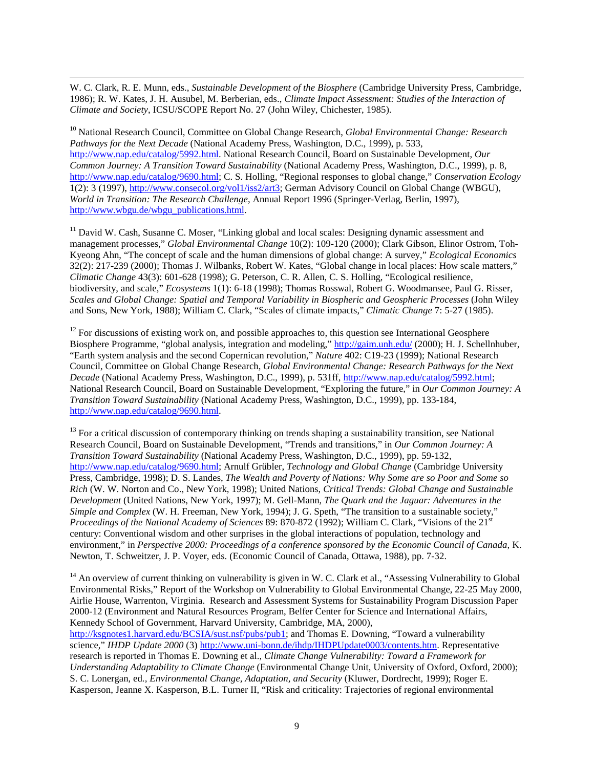W. C. Clark, R. E. Munn, eds., *Sustainable Development of the Biosphere* (Cambridge University Press, Cambridge, 1986); R. W. Kates, J. H. Ausubel, M. Berberian, eds., *Climate Impact Assessment: Studies of the Interaction of Climate and Society*, ICSU/SCOPE Report No. 27 (John Wiley, Chichester, 1985).

[10] National Research Council, Committee on Global Change Research, *Global Environmental Change: Research Pathways for the Next Decade* (National Academy Press, Washington, D.C., 1999), p. 533, http://www.nap.edu/catalog/5992.html. National Research Council, Board on Sustainable Development, *Our Common Journey: A Transition Toward Sustainability* (National Academy Press, Washington, D.C., 1999), p. 8, http://www.nap.edu/catalog/9690.html; C. S. Holling, "Regional responses to global change," *Conservation Ecology* 1(2): 3 (1997), http://www.consecol.org/vol1/iss2/art3; German Advisory Council on Global Change (WBGU), *World in Transition: The Research Challenge*, Annual Report 1996 (Springer-Verlag, Berlin, 1997), http://www.wbgu.de/wbgu_publications.html.

[11] David W. Cash, Susanne C. Moser, "Linking global and local scales: Designing dynamic assessment and management processes," *Global Environmental Change* 10(2): 109-120 (2000); Clark Gibson, Elinor Ostrom, Toh-Kyeong Ahn, "The concept of scale and the human dimensions of global change: A survey," *Ecological Economics* 32(2): 217-239 (2000); Thomas J. Wilbanks, Robert W. Kates, "Global change in local places: How scale matters," *Climatic Change* 43(3): 601-628 (1998); G. Peterson, C. R. Allen, C. S. Holling, "Ecological resilience, biodiversity, and scale," *Ecosystems* 1(1): 6-18 (1998); Thomas Rosswal, Robert G. Woodmansee, Paul G. Risser, *Scales and Global Change: Spatial and Temporal Variability in Biospheric and Geospheric Processes* (John Wiley and Sons, New York, 1988); William C. Clark, "Scales of climate impacts," *Climatic Change* 7: 5-27 (1985).

[12] For discussions of existing work on, and possible approaches to, this question see International Geosphere Biosphere Programme, "global analysis, integration and modeling," http://gaim.unh.edu/ (2000); H. J. Schellnhuber, "Earth system analysis and the second Copernican revolution," *Nature* 402: C19-23 (1999); National Research Council, Committee on Global Change Research, *Global Environmental Change: Research Pathways for the Next Decade* (National Academy Press, Washington, D.C., 1999), p. 531ff, http://www.nap.edu/catalog/5992.html; National Research Council, Board on Sustainable Development, "Exploring the future," in *Our Common Journey: A Transition Toward Sustainability* (National Academy Press, Washington, D.C., 1999), pp. 133-184, http://www.nap.edu/catalog/9690.html.

[13] For a critical discussion of contemporary thinking on trends shaping a sustainability transition, see National Research Council, Board on Sustainable Development, "Trends and transitions," in *Our Common Journey: A Transition Toward Sustainability* (National Academy Press, Washington, D.C., 1999), pp. 59-132, http://www.nap.edu/catalog/9690.html; Arnulf Grübler, *Technology and Global Change* (Cambridge University Press, Cambridge, 1998); D. S. Landes, *The Wealth and Poverty of Nations: Why Some are so Poor and Some so Rich* (W. W. Norton and Co., New York, 1998); United Nations, *Critical Trends: Global Change and Sustainable Development* (United Nations, New York, 1997); M. Gell-Mann, *The Quark and the Jaguar: Adventures in the Simple and Complex* (W. H. Freeman, New York, 1994); J. G. Speth, "The transition to a sustainable society," *Proceedings of the National Academy of Sciences* 89: 870-872 (1992); William C. Clark, "Visions of the 21st century: Conventional wisdom and other surprises in the global interactions of population, technology and environment," in *Perspective 2000: Proceedings of a conference sponsored by the Economic Council of Canada,* K. Newton, T. Schweitzer, J. P. Voyer, eds. (Economic Council of Canada, Ottawa, 1988), pp. 7-32.

[14] An overview of current thinking on vulnerability is given in W. C. Clark et al., "Assessing Vulnerability to Global Environmental Risks," Report of the Workshop on Vulnerability to Global Environmental Change, 22-25 May 2000, Airlie House, Warrenton, Virginia. Research and Assessment Systems for Sustainability Program Discussion Paper 2000-12 (Environment and Natural Resources Program, Belfer Center for Science and International Affairs, Kennedy School of Government, Harvard University, Cambridge, MA, 2000), http://ksgnotes1.harvard.edu/BCSIA/sust.nsf/pubs/pub1; and Thomas E. Downing, "Toward a vulnerability science," *IHDP Update 2000* (3) http://www.uni-bonn.de/ihdp/IHDPUpdate0003/contents.htm. Representative research is reported in Thomas E. Downing et al., *Climate Change Vulnerability: Toward a Framework for Understanding Adaptability to Climate Change* (Environmental Change Unit, University of Oxford, Oxford, 2000); S. C. Lonergan, ed., *Environmental Change, Adaptation, and Security* (Kluwer, Dordrecht, 1999); Roger E. Kasperson, Jeanne X. Kasperson, B.L. Turner II, "Risk and criticality: Trajectories of regional environmental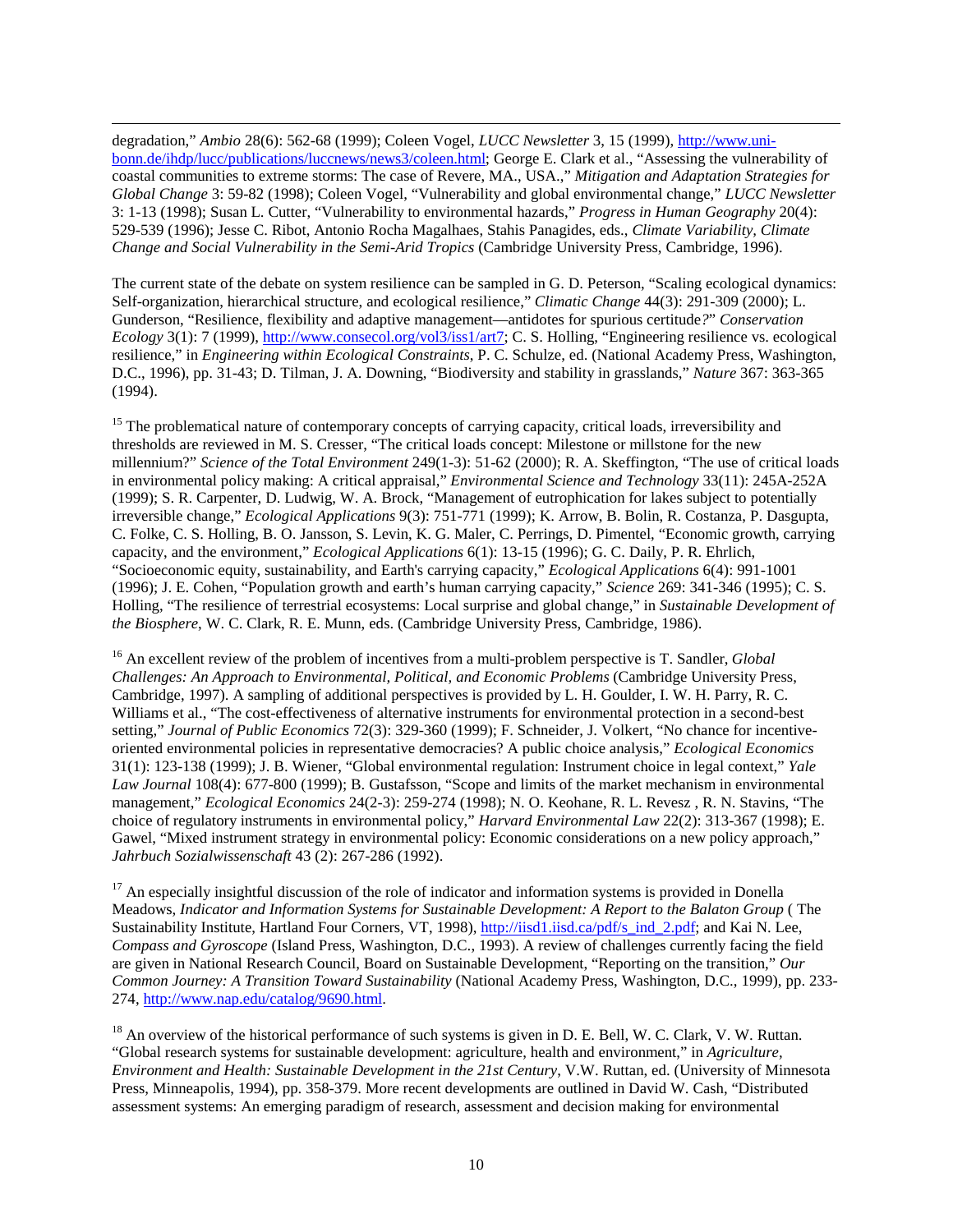degradation," *Ambio* 28(6): 562-68 (1999); Coleen Vogel, *LUCC Newsletter* 3, 15 (1999), http://www.uni-bonn.de/ihdp/lucc/publications/luccnews/news3/coleen.html; George E. Clark et al., "Assessing the vulnerability of coastal communities to extreme storms: The case of Revere, MA., USA.," *Mitigation and Adaptation Strategies for Global Change* 3: 59-82 (1998); Coleen Vogel, "Vulnerability and global environmental change," *LUCC Newsletter* 3: 1-13 (1998); Susan L. Cutter, "Vulnerability to environmental hazards," *Progress in Human Geography* 20(4): 529-539 (1996); Jesse C. Ribot, Antonio Rocha Magalhaes, Stahis Panagides, eds., *Climate Variability, Climate Change and Social Vulnerability in the Semi-Arid Tropics* (Cambridge University Press, Cambridge, 1996).

The current state of the debate on system resilience can be sampled in G. D. Peterson, "Scaling ecological dynamics: Self-organization, hierarchical structure, and ecological resilience," *Climatic Change* 44(3): 291-309 (2000); L. Gunderson, "Resilience, flexibility and adaptive management—antidotes for spurious certitude?" *Conservation Ecology* 3(1): 7 (1999), http://www.consecol.org/vol3/iss1/art7; C. S. Holling, "Engineering resilience vs. ecological resilience," in *Engineering within Ecological Constraints*, P. C. Schulze, ed. (National Academy Press, Washington, D.C., 1996), pp. 31-43; D. Tilman, J. A. Downing, "Biodiversity and stability in grasslands," *Nature* 367: 363-365 (1994).

[15] The problematical nature of contemporary concepts of carrying capacity, critical loads, irreversibility and thresholds are reviewed in M. S. Cresser, "The critical loads concept: Milestone or millstone for the new millennium?" *Science of the Total Environment* 249(1-3): 51-62 (2000); R. A. Skeffington, "The use of critical loads in environmental policy making: A critical appraisal," *Environmental Science and Technology* 33(11): 245A-252A (1999); S. R. Carpenter, D. Ludwig, W. A. Brock, "Management of eutrophication for lakes subject to potentially irreversible change," *Ecological Applications* 9(3): 751-771 (1999); K. Arrow, B. Bolin, R. Costanza, P. Dasgupta, C. Folke, C. S. Holling, B. O. Jansson, S. Levin, K. G. Maler, C. Perrings, D. Pimentel, "Economic growth, carrying capacity, and the environment," *Ecological Applications* 6(1): 13-15 (1996); G. C. Daily, P. R. Ehrlich, "Socioeconomic equity, sustainability, and Earth's carrying capacity," *Ecological Applications* 6(4): 991-1001 (1996); J. E. Cohen, "Population growth and earth's human carrying capacity," *Science* 269: 341-346 (1995); C. S. Holling, "The resilience of terrestrial ecosystems: Local surprise and global change," in *Sustainable Development of the Biosphere*, W. C. Clark, R. E. Munn, eds. (Cambridge University Press, Cambridge, 1986).

[16] An excellent review of the problem of incentives from a multi-problem perspective is T. Sandler, *Global Challenges: An Approach to Environmental, Political, and Economic Problems* (Cambridge University Press, Cambridge, 1997). A sampling of additional perspectives is provided by L. H. Goulder, I. W. H. Parry, R. C. Williams et al., "The cost-effectiveness of alternative instruments for environmental protection in a second-best setting," *Journal of Public Economics* 72(3): 329-360 (1999); F. Schneider, J. Volkert, "No chance for incentive-oriented environmental policies in representative democracies? A public choice analysis," *Ecological Economics* 31(1): 123-138 (1999); J. B. Wiener, "Global environmental regulation: Instrument choice in legal context," *Yale Law Journal* 108(4): 677-800 (1999); B. Gustafsson, "Scope and limits of the market mechanism in environmental management," *Ecological Economics* 24(2-3): 259-274 (1998); N. O. Keohane, R. L. Revesz , R. N. Stavins, "The choice of regulatory instruments in environmental policy," *Harvard Environmental Law* 22(2): 313-367 (1998); E. Gawel, "Mixed instrument strategy in environmental policy: Economic considerations on a new policy approach," *Jahrbuch Sozialwissenschaft* 43 (2): 267-286 (1992).

[17] An especially insightful discussion of the role of indicator and information systems is provided in Donella Meadows, *Indicator and Information Systems for Sustainable Development: A Report to the Balaton Group* ( The Sustainability Institute, Hartland Four Corners, VT, 1998), http://iisd1.iisd.ca/pdf/s_ind_2.pdf; and Kai N. Lee, *Compass and Gyroscope* (Island Press, Washington, D.C., 1993). A review of challenges currently facing the field are given in National Research Council, Board on Sustainable Development, "Reporting on the transition," *Our Common Journey: A Transition Toward Sustainability* (National Academy Press, Washington, D.C., 1999), pp. 233-274, http://www.nap.edu/catalog/9690.html.

[18] An overview of the historical performance of such systems is given in D. E. Bell, W. C. Clark, V. W. Ruttan. "Global research systems for sustainable development: agriculture, health and environment," in *Agriculture, Environment and Health: Sustainable Development in the 21st Century*, V.W. Ruttan, ed. (University of Minnesota Press, Minneapolis, 1994), pp. 358-379. More recent developments are outlined in David W. Cash, "Distributed assessment systems: An emerging paradigm of research, assessment and decision making for environmental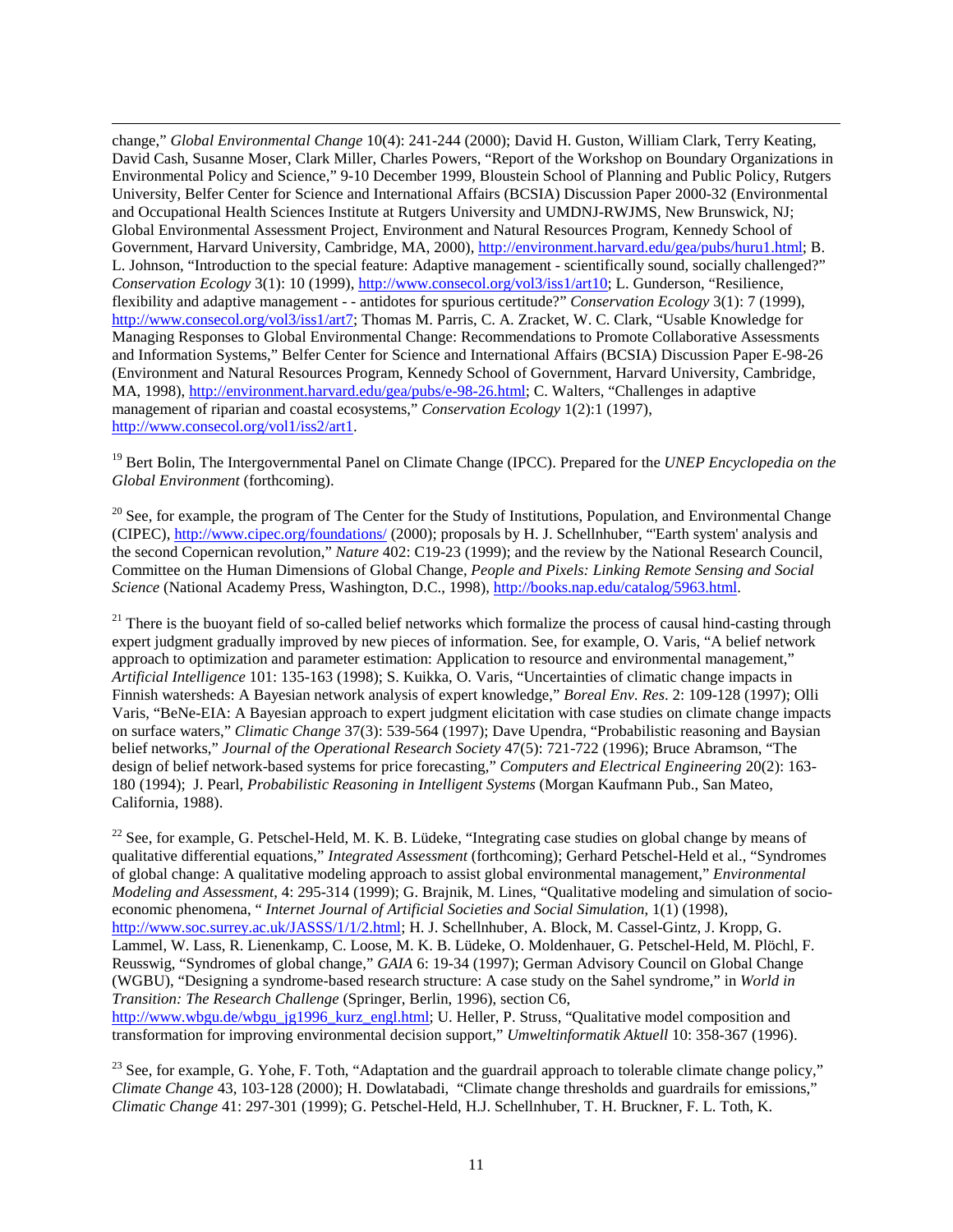change," *Global Environmental Change* 10(4): 241-244 (2000); David H. Guston, William Clark, Terry Keating, David Cash, Susanne Moser, Clark Miller, Charles Powers, "Report of the Workshop on Boundary Organizations in Environmental Policy and Science," 9-10 December 1999, Bloustein School of Planning and Public Policy, Rutgers University, Belfer Center for Science and International Affairs (BCSIA) Discussion Paper 2000-32 (Environmental and Occupational Health Sciences Institute at Rutgers University and UMDNJ-RWJMS, New Brunswick, NJ; Global Environmental Assessment Project, Environment and Natural Resources Program, Kennedy School of Government, Harvard University, Cambridge, MA, 2000), http://environment.harvard.edu/gea/pubs/huru1.html; B. L. Johnson, "Introduction to the special feature: Adaptive management - scientifically sound, socially challenged?" *Conservation Ecology* 3(1): 10 (1999), http://www.consecol.org/vol3/iss1/art10; L. Gunderson, "Resilience, flexibility and adaptive management - - antidotes for spurious certitude?" *Conservation Ecology* 3(1): 7 (1999), http://www.consecol.org/vol3/iss1/art7; Thomas M. Parris, C. A. Zracket, W. C. Clark, "Usable Knowledge for Managing Responses to Global Environmental Change: Recommendations to Promote Collaborative Assessments and Information Systems," Belfer Center for Science and International Affairs (BCSIA) Discussion Paper E-98-26 (Environment and Natural Resources Program, Kennedy School of Government, Harvard University, Cambridge, MA, 1998), http://environment.harvard.edu/gea/pubs/e-98-26.html; C. Walters, "Challenges in adaptive management of riparian and coastal ecosystems," *Conservation Ecology* 1(2):1 (1997), http://www.consecol.org/vol1/iss2/art1.

[19] Bert Bolin, The Intergovernmental Panel on Climate Change (IPCC). Prepared for the *UNEP Encyclopedia on the Global Environment* (forthcoming).

[20] See, for example, the program of The Center for the Study of Institutions, Population, and Environmental Change (CIPEC), http://www.cipec.org/foundations/ (2000); proposals by H. J. Schellnhuber, "'Earth system' analysis and the second Copernican revolution," *Nature* 402: C19-23 (1999); and the review by the National Research Council, Committee on the Human Dimensions of Global Change, *People and Pixels: Linking Remote Sensing and Social Science* (National Academy Press, Washington, D.C., 1998), http://books.nap.edu/catalog/5963.html.

[21] There is the buoyant field of so-called belief networks which formalize the process of causal hind-casting through expert judgment gradually improved by new pieces of information. See, for example, O. Varis, "A belief network approach to optimization and parameter estimation: Application to resource and environmental management," *Artificial Intelligence* 101: 135-163 (1998); S. Kuikka, O. Varis, "Uncertainties of climatic change impacts in Finnish watersheds: A Bayesian network analysis of expert knowledge," *Boreal Env. Res*. 2: 109-128 (1997); Olli Varis, "BeNe-EIA: A Bayesian approach to expert judgment elicitation with case studies on climate change impacts on surface waters," *Climatic Change* 37(3): 539-564 (1997); Dave Upendra, "Probabilistic reasoning and Baysian belief networks," *Journal of the Operational Research Society* 47(5): 721-722 (1996); Bruce Abramson, "The design of belief network-based systems for price forecasting," *Computers and Electrical Engineering* 20(2): 163-180 (1994); J. Pearl, *Probabilistic Reasoning in Intelligent Systems* (Morgan Kaufmann Pub., San Mateo, California, 1988).

[22] See, for example, G. Petschel-Held, M. K. B. Lüdeke, "Integrating case studies on global change by means of qualitative differential equations," *Integrated Assessment* (forthcoming); Gerhard Petschel-Held et al., "Syndromes of global change: A qualitative modeling approach to assist global environmental management," *Environmental Modeling and Assessment*, 4: 295-314 (1999); G. Brajnik, M. Lines, "Qualitative modeling and simulation of socio-economic phenomena, " *Internet Journal of Artificial Societies and Social Simulation*, 1(1) (1998), http://www.soc.surrey.ac.uk/JASSS/1/1/2.html; H. J. Schellnhuber, A. Block, M. Cassel-Gintz, J. Kropp, G. Lammel, W. Lass, R. Lienenkamp, C. Loose, M. K. B. Lüdeke, O. Moldenhauer, G. Petschel-Held, M. Plöchl, F. Reusswig, "Syndromes of global change," *GAIA* 6: 19-34 (1997); German Advisory Council on Global Change (WGBU), "Designing a syndrome-based research structure: A case study on the Sahel syndrome," in *World in Transition: The Research Challenge* (Springer, Berlin, 1996), section C6, http://www.wbgu.de/wbgu_jg1996_kurz_engl.html; U. Heller, P. Struss, "Qualitative model composition and transformation for improving environmental decision support," *Umweltinformatik Aktuell* 10: 358-367 (1996).

[23] See, for example, G. Yohe, F. Toth, "Adaptation and the guardrail approach to tolerable climate change policy," *Climate Change* 43, 103-128 (2000); H. Dowlatabadi, "Climate change thresholds and guardrails for emissions," *Climatic Change* 41: 297-301 (1999); G. Petschel-Held, H.J. Schellnhuber, T. H. Bruckner, F. L. Toth, K.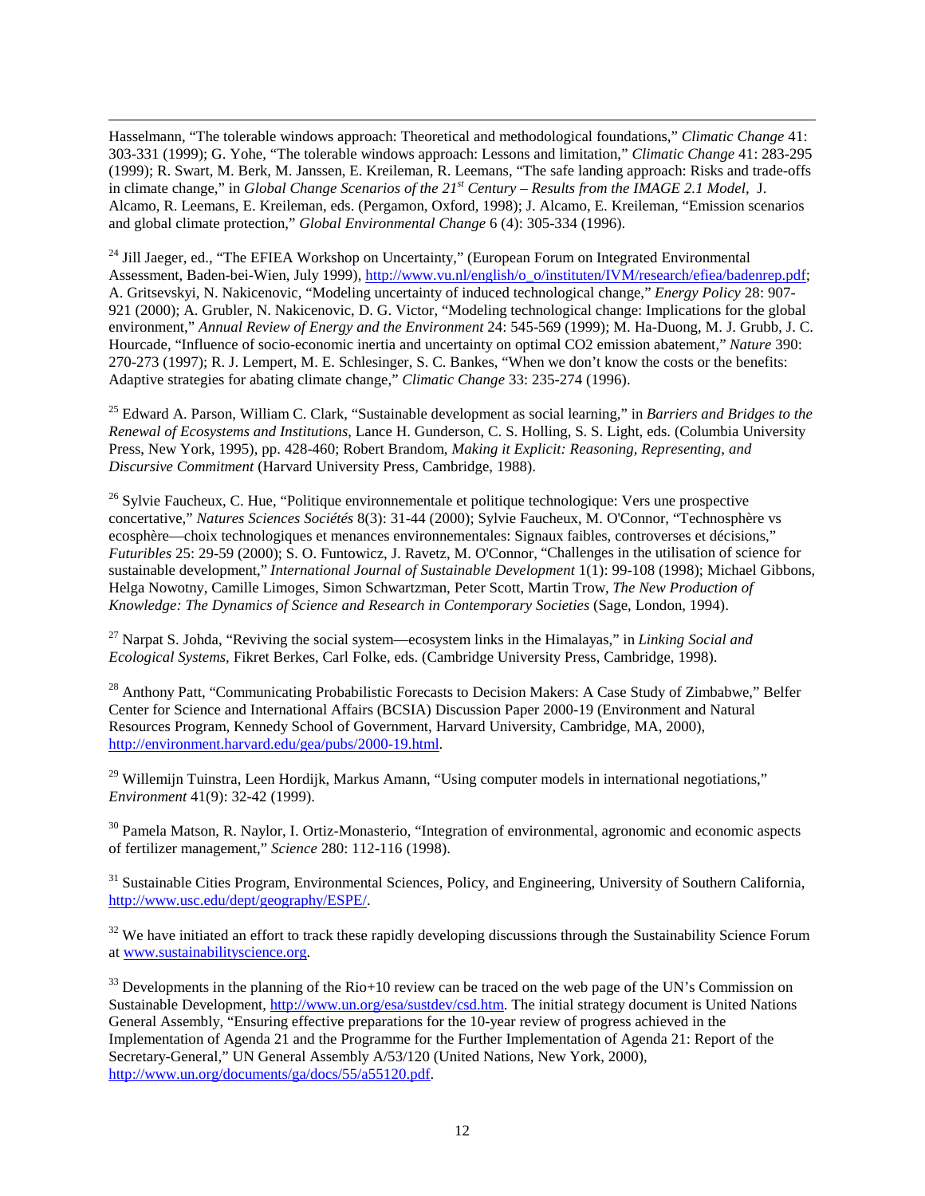Hasselmann, "The tolerable windows approach: Theoretical and methodological foundations," *Climatic Change* 41: 303-331 (1999); G. Yohe, "The tolerable windows approach: Lessons and limitation," *Climatic Change* 41: 283-295 (1999); R. Swart, M. Berk, M. Janssen, E. Kreileman, R. Leemans, "The safe landing approach: Risks and trade-offs in climate change," in *Global Change Scenarios of the 21st Century – Results from the IMAGE 2.1 Model*, J. Alcamo, R. Leemans, E. Kreileman, eds. (Pergamon, Oxford, 1998); J. Alcamo, E. Kreileman, "Emission scenarios and global climate protection," *Global Environmental Change* 6 (4): 305-334 (1996).

[24] Jill Jaeger, ed., "The EFIEA Workshop on Uncertainty," (European Forum on Integrated Environmental Assessment, Baden-bei-Wien, July 1999), http://www.vu.nl/english/o_o/instituten/IVM/research/efiea/badenrep.pdf; A. Gritsevskyi, N. Nakicenovic, "Modeling uncertainty of induced technological change," *Energy Policy* 28: 907-921 (2000); A. Grubler, N. Nakicenovic, D. G. Victor, "Modeling technological change: Implications for the global environment," *Annual Review of Energy and the Environment* 24: 545-569 (1999); M. Ha-Duong, M. J. Grubb, J. C. Hourcade, "Influence of socio-economic inertia and uncertainty on optimal CO2 emission abatement," *Nature* 390: 270-273 (1997); R. J. Lempert, M. E. Schlesinger, S. C. Bankes, "When we don't know the costs or the benefits: Adaptive strategies for abating climate change," *Climatic Change* 33: 235-274 (1996).

[25] Edward A. Parson, William C. Clark, "Sustainable development as social learning," in *Barriers and Bridges to the Renewal of Ecosystems and Institutions*, Lance H. Gunderson, C. S. Holling, S. S. Light, eds. (Columbia University Press, New York, 1995), pp. 428-460; Robert Brandom, *Making it Explicit: Reasoning, Representing, and Discursive Commitment* (Harvard University Press, Cambridge, 1988).

[26] Sylvie Faucheux, C. Hue, "Politique environnementale et politique technologique: Vers une prospective concertative," *Natures Sciences Sociétés* 8(3): 31-44 (2000); Sylvie Faucheux, M. O'Connor, "Technosphère vs ecosphère—choix technologiques et menances environnementales: Signaux faibles, controverses et décisions," *Futuribles* 25: 29-59 (2000); S. O. Funtowicz, J. Ravetz, M. O'Connor, "Challenges in the utilisation of science for sustainable development," *International Journal of Sustainable Development* 1(1): 99-108 (1998); Michael Gibbons, Helga Nowotny, Camille Limoges, Simon Schwartzman, Peter Scott, Martin Trow, *The New Production of Knowledge: The Dynamics of Science and Research in Contemporary Societies* (Sage, London, 1994).

[27] Narpat S. Johda, "Reviving the social system—ecosystem links in the Himalayas," in *Linking Social and Ecological Systems*, Fikret Berkes, Carl Folke, eds. (Cambridge University Press, Cambridge, 1998).

[28] Anthony Patt, "Communicating Probabilistic Forecasts to Decision Makers: A Case Study of Zimbabwe," Belfer Center for Science and International Affairs (BCSIA) Discussion Paper 2000-19 (Environment and Natural Resources Program, Kennedy School of Government, Harvard University, Cambridge, MA, 2000), http://environment.harvard.edu/gea/pubs/2000-19.html.

[29] Willemijn Tuinstra, Leen Hordijk, Markus Amann, "Using computer models in international negotiations," *Environment* 41(9): 32-42 (1999).

[30] Pamela Matson, R. Naylor, I. Ortiz-Monasterio, "Integration of environmental, agronomic and economic aspects of fertilizer management," *Science* 280: 112-116 (1998).

[31] Sustainable Cities Program, Environmental Sciences, Policy, and Engineering, University of Southern California, http://www.usc.edu/dept/geography/ESPE/.

[32] We have initiated an effort to track these rapidly developing discussions through the Sustainability Science Forum at www.sustainabilityscience.org.

[33] Developments in the planning of the Rio+10 review can be traced on the web page of the UN's Commission on Sustainable Development, http://www.un.org/esa/sustdev/csd.htm. The initial strategy document is United Nations General Assembly, "Ensuring effective preparations for the 10-year review of progress achieved in the Implementation of Agenda 21 and the Programme for the Further Implementation of Agenda 21: Report of the Secretary-General," UN General Assembly A/53/120 (United Nations, New York, 2000), http://www.un.org/documents/ga/docs/55/a55120.pdf.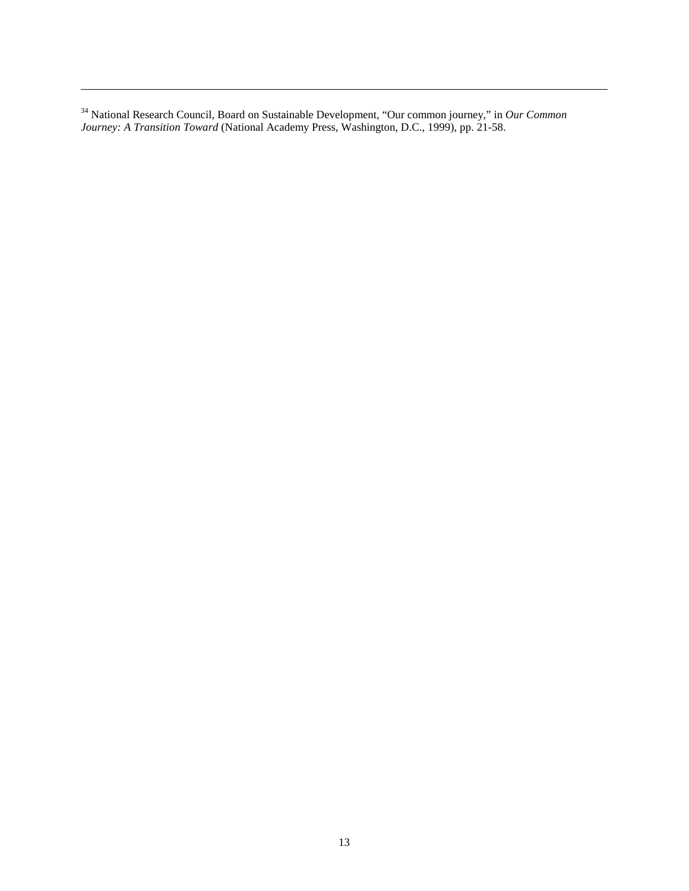[34] National Research Council, Board on Sustainable Development, "Our common journey," in *Our Common Journey: A Transition Toward* (National Academy Press, Washington, D.C., 1999), pp. 21-58.